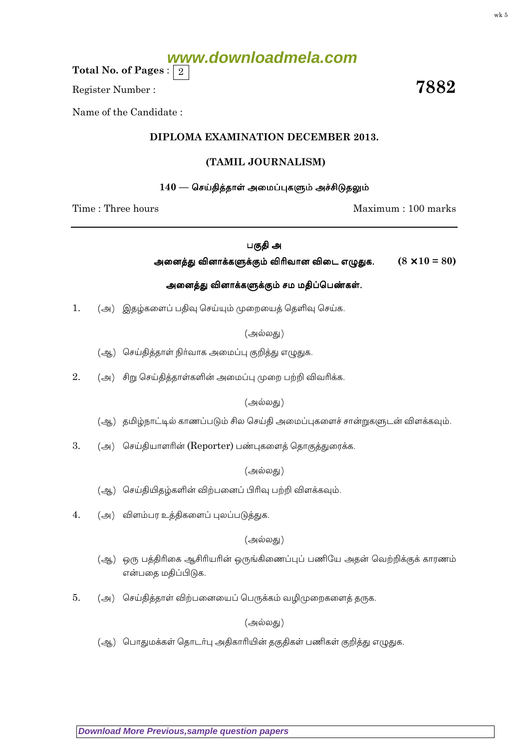**Total No. of Pages : 2**

Register Number :

**7882**

Name of the Candidate :

## DIPLOMA EXAMINATION DECEMBER 2013.

## (TAMIL JOURNALISM)

### 140 — செய்தித்தாள் அமைப்புகளும் அச்சிடுதலும்

Time : Three hours

Maximum : 100 marks

---

### பகுதி அ

**அனைத்து வினாக்களுக்கும் விரிவான விடை எழுதுக.** **($8 \times 10 = 80$)**

**அனைத்து வினாக்களுக்கும் சம மதிப்பெண்கள்.**

1. (அ) இதழ்களைப் பதிவு செய்யும் முறையைத் தெளிவு செய்க.

   (அல்லது)

   (ஆ) செய்தித்தாள் நிர்வாக அமைப்பு குறித்து எழுதுக.

2. (அ) சிறு செய்தித்தாள்களின் அமைப்பு முறை பற்றி விவரிக்க.

   (அல்லது)

   (ஆ) தமிழ்நாட்டில் காணப்படும் சில செய்தி அமைப்புகளைச் சான்றுகளுடன் விளக்கவும்.

3. (அ) செய்தியாளரின் (Reporter) பண்புகளைத் தொகுத்துரைக்க.

   (அல்லது)

   (ஆ) செய்தியிதழ்களின் விற்பனைப் பிரிவு பற்றி விளக்கவும்.

4. (அ) விளம்பர உத்திகளைப் புலப்படுத்துக.

   (அல்லது)

   (ஆ) ஒரு பத்திரிகை ஆசிரியரின் ஒருங்கிணைப்புப் பணியே அதன் வெற்றிக்குக் காரணம் என்பதை மதிப்பிடுக.

5. (அ) செய்தித்தாள் விற்பனையைப் பெருக்கும் வழிமுறைகளைத் தருக.

   (அல்லது)

   (ஆ) பொதுமக்கள் தொடர்பு அதிகாரியின் தகுதிகள் பணிகள் குறித்து எழுதுக.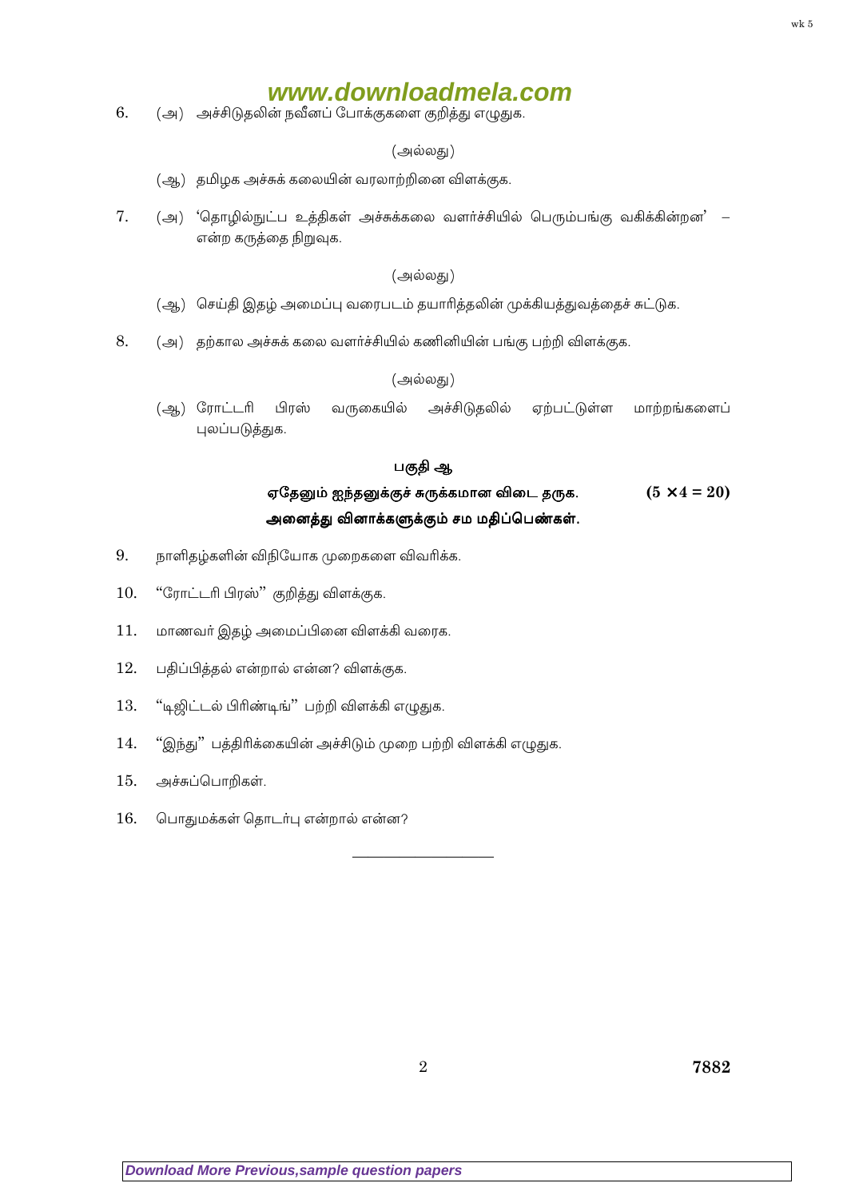6. (அ) அச்சிடுதலின் நவீனப் போக்குகளை குறித்து எழுதுக.

(அல்லது)

(ஆ) தமிழக அச்சுக் கலையின் வரலாற்றினை விளக்குக.

7. (அ) 'தொழில்நுட்ப உத்திகள் அச்சுக்கலை வளர்ச்சியில் பெரும்பங்கு வகிக்கின்றன' – என்ற கருத்தை நிறுவுக.

(அல்லது)

(ஆ) செய்தி இதழ் அமைப்பு வரைபடம் தயாரித்தலின் முக்கியத்துவத்தைச் சுட்டுக.

8. (அ) தற்கால அச்சுக் கலை வளர்ச்சியில் கணினியின் பங்கு பற்றி விளக்குக.

(அல்லது)

(ஆ) ரோட்டரி பிரஸ் வருகையில் அச்சிடுதலில் ஏற்பட்டுள்ள மாற்றங்களைப் புலப்படுத்துக.

## பகுதி ஆ

**ஏதேனும் ஐந்தனுக்குச் சுருக்கமான விடை தருக. $(5 \times 4 = 20)$**

**அனைத்து வினாக்களுக்கும் சம மதிப்பெண்கள்.**

9. நாளிதழ்களின் விநியோக முறைகளை விவரிக்க.

10. "ரோட்டரி பிரஸ்" குறித்து விளக்குக.

11. மாணவர் இதழ் அமைப்பினை விளக்கி வரைக.

12. பதிப்பித்தல் என்றால் என்ன? விளக்குக.

13. "டிஜிட்டல் பிரிண்டிங்" பற்றி விளக்கி எழுதுக.

14. "இந்து" பத்திரிக்கையின் அச்சிடும் முறை பற்றி விளக்கி எழுதுக.

15. அச்சுப்பொறிகள்.

16. பொதுமக்கள் தொடர்பு என்றால் என்ன?